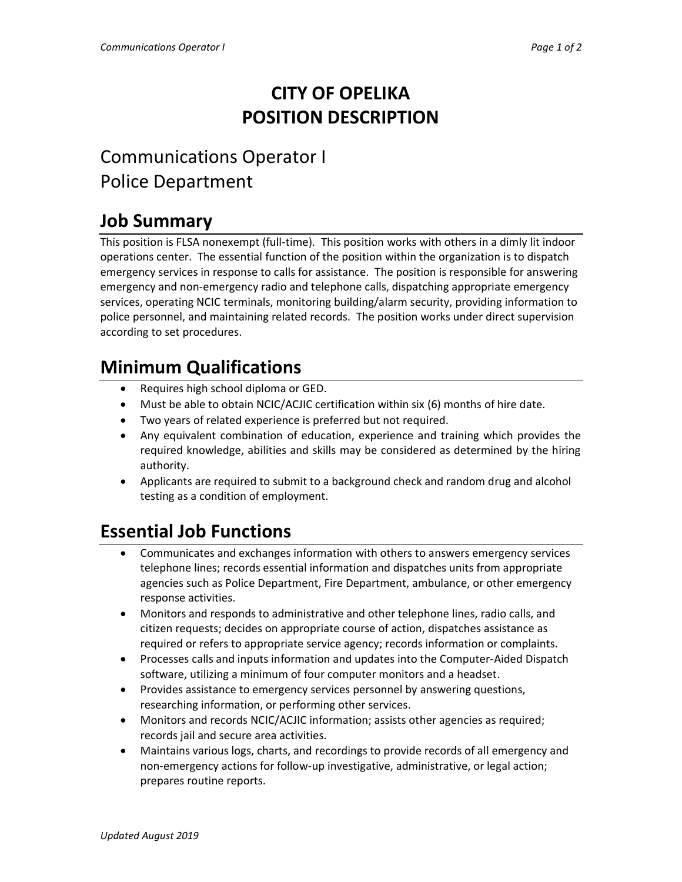# CITY OF OPELIKA
# POSITION DESCRIPTION

## Communications Operator I
## Police Department

## Job Summary

This position is FLSA nonexempt (full-time). This position works with others in a dimly lit indoor operations center. The essential function of the position within the organization is to dispatch emergency services in response to calls for assistance. The position is responsible for answering emergency and non-emergency radio and telephone calls, dispatching appropriate emergency services, operating NCIC terminals, monitoring building/alarm security, providing information to police personnel, and maintaining related records. The position works under direct supervision according to set procedures.

## Minimum Qualifications

- Requires high school diploma or GED.
- Must be able to obtain NCIC/ACJIC certification within six (6) months of hire date.
- Two years of related experience is preferred but not required.
- Any equivalent combination of education, experience and training which provides the required knowledge, abilities and skills may be considered as determined by the hiring authority.
- Applicants are required to submit to a background check and random drug and alcohol testing as a condition of employment.

## Essential Job Functions

- Communicates and exchanges information with others to answers emergency services telephone lines; records essential information and dispatches units from appropriate agencies such as Police Department, Fire Department, ambulance, or other emergency response activities.
- Monitors and responds to administrative and other telephone lines, radio calls, and citizen requests; decides on appropriate course of action, dispatches assistance as required or refers to appropriate service agency; records information or complaints.
- Processes calls and inputs information and updates into the Computer-Aided Dispatch software, utilizing a minimum of four computer monitors and a headset.
- Provides assistance to emergency services personnel by answering questions, researching information, or performing other services.
- Monitors and records NCIC/ACJIC information; assists other agencies as required; records jail and secure area activities.
- Maintains various logs, charts, and recordings to provide records of all emergency and non-emergency actions for follow-up investigative, administrative, or legal action; prepares routine reports.

*Updated August 2019*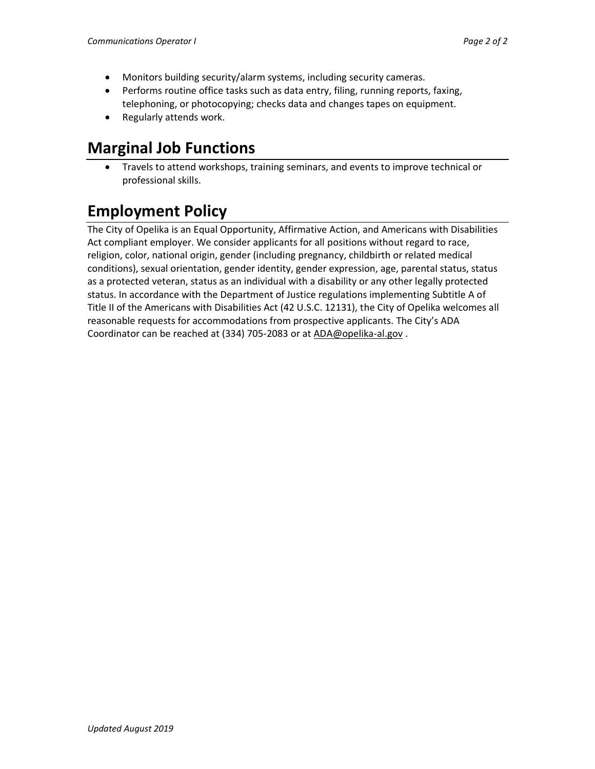- Monitors building security/alarm systems, including security cameras.
- Performs routine office tasks such as data entry, filing, running reports, faxing, telephoning, or photocopying; checks data and changes tapes on equipment.
- Regularly attends work.

## Marginal Job Functions

- Travels to attend workshops, training seminars, and events to improve technical or professional skills.

## Employment Policy

The City of Opelika is an Equal Opportunity, Affirmative Action, and Americans with Disabilities Act compliant employer. We consider applicants for all positions without regard to race, religion, color, national origin, gender (including pregnancy, childbirth or related medical conditions), sexual orientation, gender identity, gender expression, age, parental status, status as a protected veteran, status as an individual with a disability or any other legally protected status. In accordance with the Department of Justice regulations implementing Subtitle A of Title II of the Americans with Disabilities Act (42 U.S.C. 12131), the City of Opelika welcomes all reasonable requests for accommodations from prospective applicants. The City's ADA Coordinator can be reached at (334) 705-2083 or at ADA@opelika-al.gov .

*Updated August 2019*